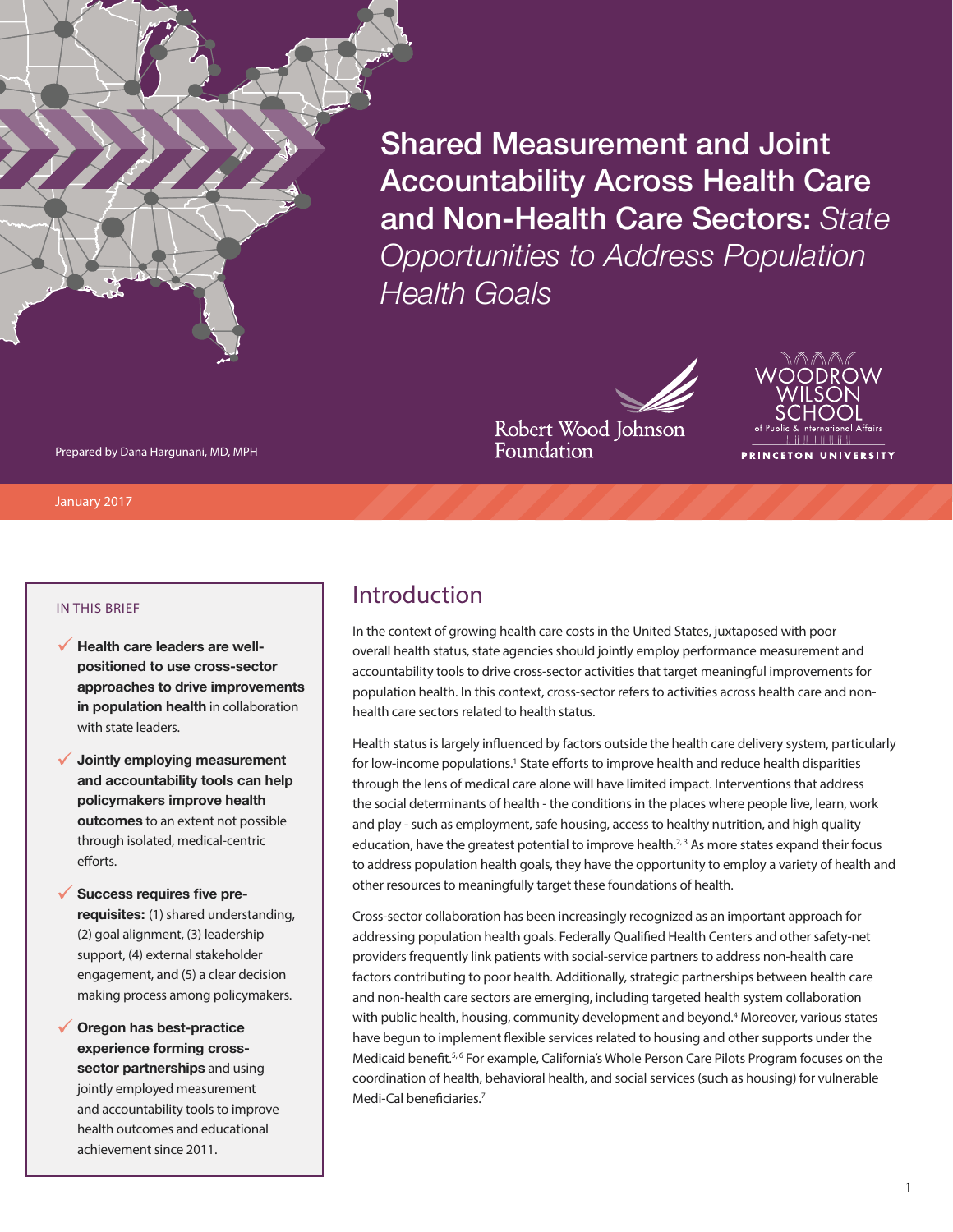# Shared Measurement and Joint Accountability Across Health Care and Non-Health Care Sectors: *State Opportunities to Address Population Health Goals*

Robert Wood Johnson Foundation

Woodrow Wilson School of Public & International Affairs, Princeton University

Prepared by Dana Hargunani, MD, MPH

January 2017

> IN THIS BRIEF
>
> - ✓ **Health care leaders are well-positioned to use cross-sector approaches to drive improvements in population health** in collaboration with state leaders.
> - ✓ **Jointly employing measurement and accountability tools can help policymakers improve health outcomes** to an extent not possible through isolated, medical-centric efforts.
> - ✓ **Success requires five pre-requisites:** (1) shared understanding, (2) goal alignment, (3) leadership support, (4) external stakeholder engagement, and (5) a clear decision making process among policymakers.
> - ✓ **Oregon has best-practice experience forming cross-sector partnerships** and using jointly employed measurement and accountability tools to improve health outcomes and educational achievement since 2011.

## Introduction

In the context of growing health care costs in the United States, juxtaposed with poor overall health status, state agencies should jointly employ performance measurement and accountability tools to drive cross-sector activities that target meaningful improvements for population health. In this context, cross-sector refers to activities across health care and non-health care sectors related to health status.

Health status is largely influenced by factors outside the health care delivery system, particularly for low-income populations.[1] State efforts to improve health and reduce health disparities through the lens of medical care alone will have limited impact. Interventions that address the social determinants of health - the conditions in the places where people live, learn, work and play - such as employment, safe housing, access to healthy nutrition, and high quality education, have the greatest potential to improve health.[2,3] As more states expand their focus to address population health goals, they have the opportunity to employ a variety of health and other resources to meaningfully target these foundations of health.

Cross-sector collaboration has been increasingly recognized as an important approach for addressing population health goals. Federally Qualified Health Centers and other safety-net providers frequently link patients with social-service partners to address non-health care factors contributing to poor health. Additionally, strategic partnerships between health care and non-health care sectors are emerging, including targeted health system collaboration with public health, housing, community development and beyond.[4] Moreover, various states have begun to implement flexible services related to housing and other supports under the Medicaid benefit.[5,6] For example, California's Whole Person Care Pilots Program focuses on the coordination of health, behavioral health, and social services (such as housing) for vulnerable Medi-Cal beneficiaries.[7]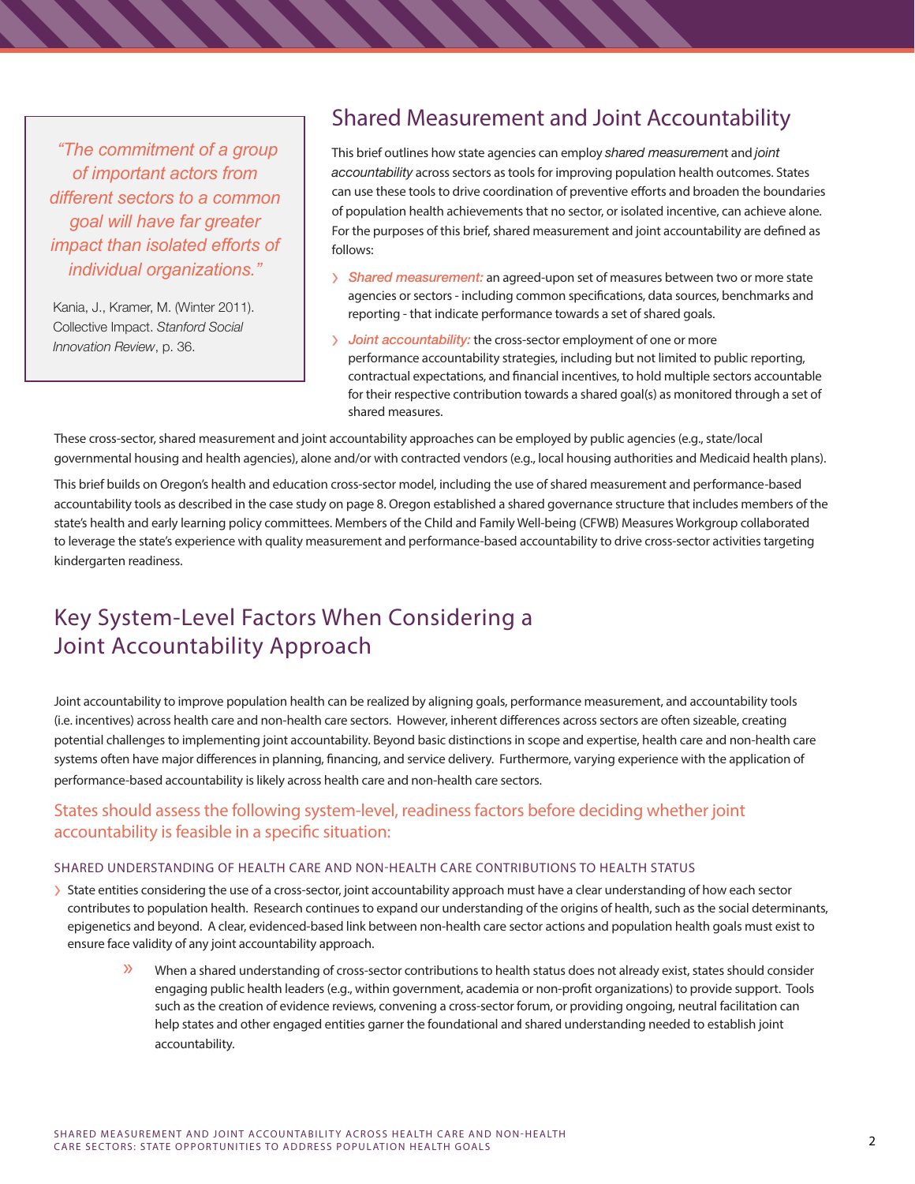> *"The commitment of a group of important actors from different sectors to a common goal will have far greater impact than isolated efforts of individual organizations."*
>
> Kania, J., Kramer, M. (Winter 2011). Collective Impact. *Stanford Social Innovation Review*, p. 36.

## Shared Measurement and Joint Accountability

This brief outlines how state agencies can employ *shared measurement* and *joint accountability* across sectors as tools for improving population health outcomes. States can use these tools to drive coordination of preventive efforts and broaden the boundaries of population health achievements that no sector, or isolated incentive, can achieve alone. For the purposes of this brief, shared measurement and joint accountability are defined as follows:

- *Shared measurement:* an agreed-upon set of measures between two or more state agencies or sectors - including common specifications, data sources, benchmarks and reporting - that indicate performance towards a set of shared goals.
- *Joint accountability:* the cross-sector employment of one or more performance accountability strategies, including but not limited to public reporting, contractual expectations, and financial incentives, to hold multiple sectors accountable for their respective contribution towards a shared goal(s) as monitored through a set of shared measures.

These cross-sector, shared measurement and joint accountability approaches can be employed by public agencies (e.g., state/local governmental housing and health agencies), alone and/or with contracted vendors (e.g., local housing authorities and Medicaid health plans).

This brief builds on Oregon's health and education cross-sector model, including the use of shared measurement and performance-based accountability tools as described in the case study on page 8. Oregon established a shared governance structure that includes members of the state's health and early learning policy committees. Members of the Child and Family Well-being (CFWB) Measures Workgroup collaborated to leverage the state's experience with quality measurement and performance-based accountability to drive cross-sector activities targeting kindergarten readiness.

## Key System-Level Factors When Considering a Joint Accountability Approach

Joint accountability to improve population health can be realized by aligning goals, performance measurement, and accountability tools (i.e. incentives) across health care and non-health care sectors. However, inherent differences across sectors are often sizeable, creating potential challenges to implementing joint accountability. Beyond basic distinctions in scope and expertise, health care and non-health care systems often have major differences in planning, financing, and service delivery. Furthermore, varying experience with the application of performance-based accountability is likely across health care and non-health care sectors.

### States should assess the following system-level, readiness factors before deciding whether joint accountability is feasible in a specific situation:

#### SHARED UNDERSTANDING OF HEALTH CARE AND NON-HEALTH CARE CONTRIBUTIONS TO HEALTH STATUS

- State entities considering the use of a cross-sector, joint accountability approach must have a clear understanding of how each sector contributes to population health. Research continues to expand our understanding of the origins of health, such as the social determinants, epigenetics and beyond. A clear, evidenced-based link between non-health care sector actions and population health goals must exist to ensure face validity of any joint accountability approach.
  - When a shared understanding of cross-sector contributions to health status does not already exist, states should consider engaging public health leaders (e.g., within government, academia or non-profit organizations) to provide support. Tools such as the creation of evidence reviews, convening a cross-sector forum, or providing ongoing, neutral facilitation can help states and other engaged entities garner the foundational and shared understanding needed to establish joint accountability.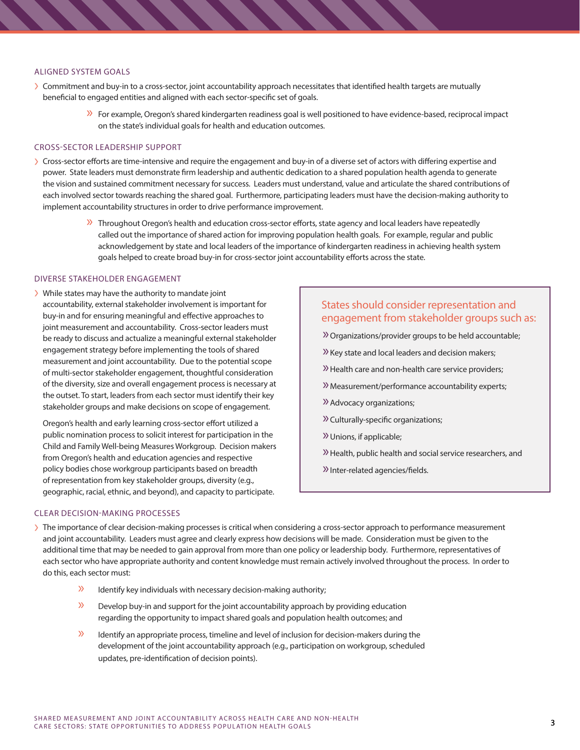## ALIGNED SYSTEM GOALS

- Commitment and buy-in to a cross-sector, joint accountability approach necessitates that identified health targets are mutually beneficial to engaged entities and aligned with each sector-specific set of goals.
  - For example, Oregon's shared kindergarten readiness goal is well positioned to have evidence-based, reciprocal impact on the state's individual goals for health and education outcomes.

## CROSS-SECTOR LEADERSHIP SUPPORT

- Cross-sector efforts are time-intensive and require the engagement and buy-in of a diverse set of actors with differing expertise and power. State leaders must demonstrate firm leadership and authentic dedication to a shared population health agenda to generate the vision and sustained commitment necessary for success. Leaders must understand, value and articulate the shared contributions of each involved sector towards reaching the shared goal. Furthermore, participating leaders must have the decision-making authority to implement accountability structures in order to drive performance improvement.
  - Throughout Oregon's health and education cross-sector efforts, state agency and local leaders have repeatedly called out the importance of shared action for improving population health goals. For example, regular and public acknowledgement by state and local leaders of the importance of kindergarten readiness in achieving health system goals helped to create broad buy-in for cross-sector joint accountability efforts across the state.

## DIVERSE STAKEHOLDER ENGAGEMENT

- While states may have the authority to mandate joint accountability, external stakeholder involvement is important for buy-in and for ensuring meaningful and effective approaches to joint measurement and accountability. Cross-sector leaders must be ready to discuss and actualize a meaningful external stakeholder engagement strategy before implementing the tools of shared measurement and joint accountability. Due to the potential scope of multi-sector stakeholder engagement, thoughtful consideration of the diversity, size and overall engagement process is necessary at the outset. To start, leaders from each sector must identify their key stakeholder groups and make decisions on scope of engagement.

  Oregon's health and early learning cross-sector effort utilized a public nomination process to solicit interest for participation in the Child and Family Well-being Measures Workgroup. Decision makers from Oregon's health and education agencies and respective policy bodies chose workgroup participants based on breadth of representation from key stakeholder groups, diversity (e.g., geographic, racial, ethnic, and beyond), and capacity to participate.

> **States should consider representation and engagement from stakeholder groups such as:**
>
> - Organizations/provider groups to be held accountable;
> - Key state and local leaders and decision makers;
> - Health care and non-health care service providers;
> - Measurement/performance accountability experts;
> - Advocacy organizations;
> - Culturally-specific organizations;
> - Unions, if applicable;
> - Health, public health and social service researchers, and
> - Inter-related agencies/fields.

## CLEAR DECISION-MAKING PROCESSES

- The importance of clear decision-making processes is critical when considering a cross-sector approach to performance measurement and joint accountability. Leaders must agree and clearly express how decisions will be made. Consideration must be given to the additional time that may be needed to gain approval from more than one policy or leadership body. Furthermore, representatives of each sector who have appropriate authority and content knowledge must remain actively involved throughout the process. In order to do this, each sector must:
  - Identify key individuals with necessary decision-making authority;
  - Develop buy-in and support for the joint accountability approach by providing education regarding the opportunity to impact shared goals and population health outcomes; and
  - Identify an appropriate process, timeline and level of inclusion for decision-makers during the development of the joint accountability approach (e.g., participation on workgroup, scheduled updates, pre-identification of decision points).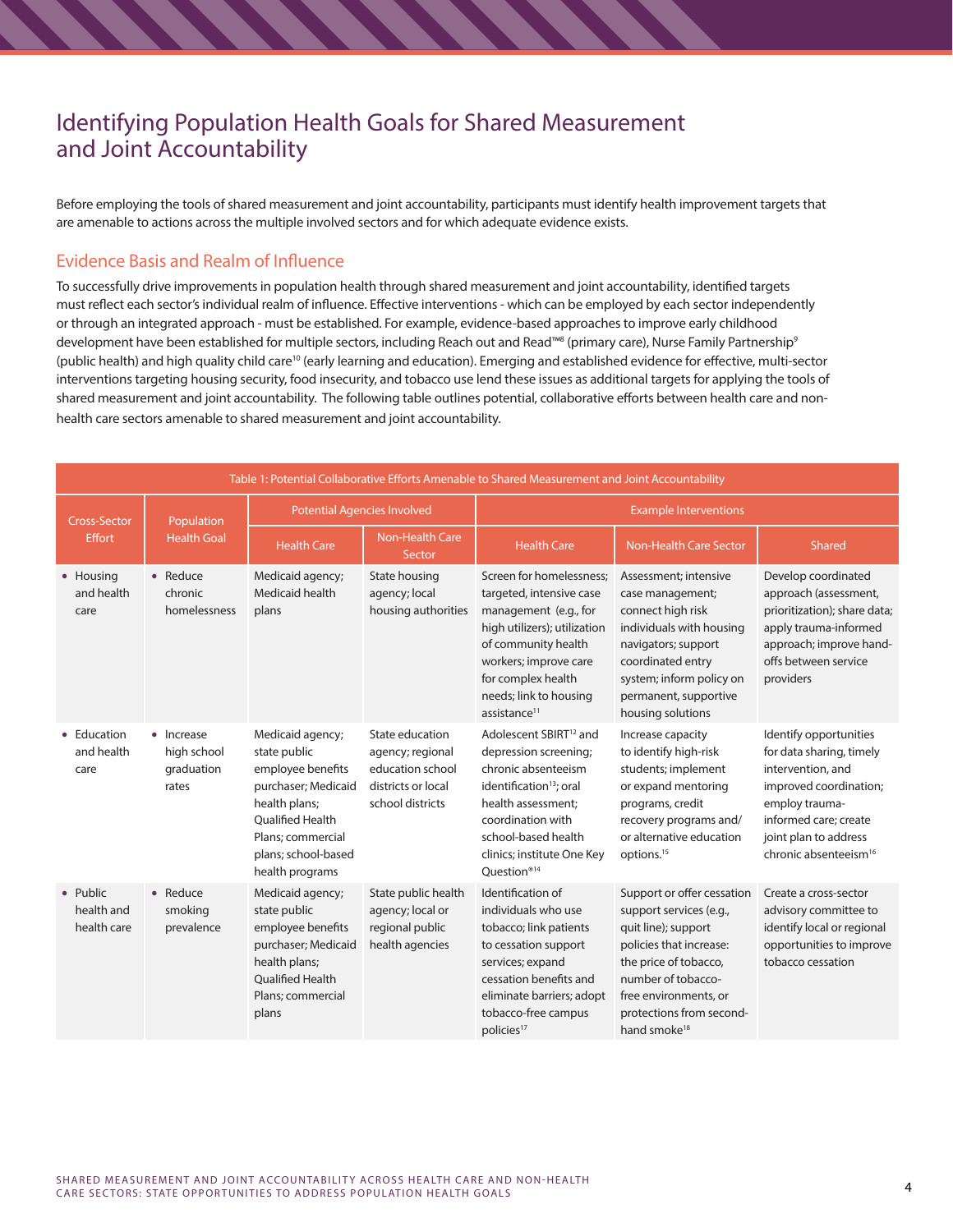# Identifying Population Health Goals for Shared Measurement and Joint Accountability

Before employing the tools of shared measurement and joint accountability, participants must identify health improvement targets that are amenable to actions across the multiple involved sectors and for which adequate evidence exists.

## Evidence Basis and Realm of Influence

To successfully drive improvements in population health through shared measurement and joint accountability, identified targets must reflect each sector's individual realm of influence. Effective interventions - which can be employed by each sector independently or through an integrated approach - must be established. For example, evidence-based approaches to improve early childhood development have been established for multiple sectors, including Reach out and Read™[8] (primary care), Nurse Family Partnership[9] (public health) and high quality child care[10] (early learning and education). Emerging and established evidence for effective, multi-sector interventions targeting housing security, food insecurity, and tobacco use lend these issues as additional targets for applying the tools of shared measurement and joint accountability. The following table outlines potential, collaborative efforts between health care and non-health care sectors amenable to shared measurement and joint accountability.

Table 1: Potential Collaborative Efforts Amenable to Shared Measurement and Joint Accountability

| Cross-Sector Effort | Population Health Goal | Potential Agencies Involved | | Example Interventions | | |
|---|---|---|---|---|---|---|
| | | Health Care | Non-Health Care Sector | Health Care | Non-Health Care Sector | Shared |
| • Housing and health care | • Reduce chronic homelessness | Medicaid agency; Medicaid health plans | State housing agency; local housing authorities | Screen for homelessness; targeted, intensive case management (e.g., for high utilizers); utilization of community health workers; improve care for complex health needs; link to housing assistance[11] | Assessment; intensive case management; connect high risk individuals with housing navigators; support coordinated entry system; inform policy on permanent, supportive housing solutions | Develop coordinated approach (assessment, prioritization); share data; apply trauma-informed approach; improve hand-offs between service providers |
| • Education and health care | • Increase high school graduation rates | Medicaid agency; state public employee benefits purchaser; Medicaid health plans; Qualified Health Plans; commercial plans; school-based health programs | State education agency; regional education school districts or local school districts | Adolescent SBIRT[12] and depression screening; chronic absenteeism identification[13]; oral health assessment; coordination with school-based health clinics; institute One Key Question®[14] | Increase capacity to identify high-risk students; implement or expand mentoring programs, credit recovery programs and/or alternative education options.[15] | Identify opportunities for data sharing, timely intervention, and improved coordination; employ trauma-informed care; create joint plan to address chronic absenteeism[16] |
| • Public health and health care | • Reduce smoking prevalence | Medicaid agency; state public employee benefits purchaser; Medicaid health plans; Qualified Health Plans; commercial plans | State public health agency; local or regional public health agencies | Identification of individuals who use tobacco; link patients to cessation support services; expand cessation benefits and eliminate barriers; adopt tobacco-free campus policies[17] | Support or offer cessation support services (e.g., quit line); support policies that increase: the price of tobacco, number of tobacco-free environments, or protections from second-hand smoke[18] | Create a cross-sector advisory committee to identify local or regional opportunities to improve tobacco cessation |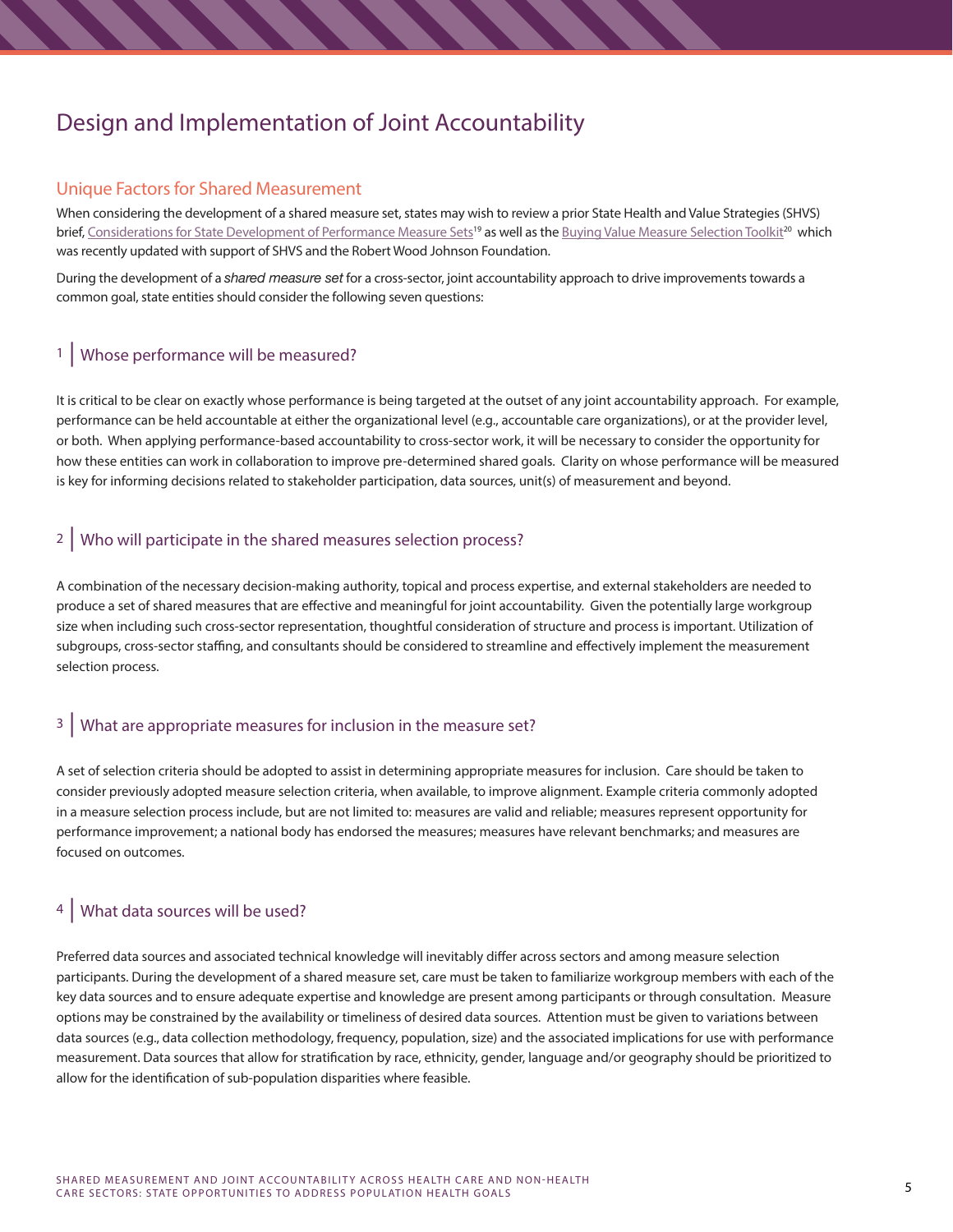# Design and Implementation of Joint Accountability

## Unique Factors for Shared Measurement

When considering the development of a shared measure set, states may wish to review a prior State Health and Value Strategies (SHVS) brief, Considerations for State Development of Performance Measure Sets[19] as well as the Buying Value Measure Selection Toolkit[20] which was recently updated with support of SHVS and the Robert Wood Johnson Foundation.

During the development of a *shared measure set* for a cross-sector, joint accountability approach to drive improvements towards a common goal, state entities should consider the following seven questions:

### 1 | Whose performance will be measured?

It is critical to be clear on exactly whose performance is being targeted at the outset of any joint accountability approach. For example, performance can be held accountable at either the organizational level (e.g., accountable care organizations), or at the provider level, or both. When applying performance-based accountability to cross-sector work, it will be necessary to consider the opportunity for how these entities can work in collaboration to improve pre-determined shared goals. Clarity on whose performance will be measured is key for informing decisions related to stakeholder participation, data sources, unit(s) of measurement and beyond.

### 2 | Who will participate in the shared measures selection process?

A combination of the necessary decision-making authority, topical and process expertise, and external stakeholders are needed to produce a set of shared measures that are effective and meaningful for joint accountability. Given the potentially large workgroup size when including such cross-sector representation, thoughtful consideration of structure and process is important. Utilization of subgroups, cross-sector staffing, and consultants should be considered to streamline and effectively implement the measurement selection process.

### 3 | What are appropriate measures for inclusion in the measure set?

A set of selection criteria should be adopted to assist in determining appropriate measures for inclusion. Care should be taken to consider previously adopted measure selection criteria, when available, to improve alignment. Example criteria commonly adopted in a measure selection process include, but are not limited to: measures are valid and reliable; measures represent opportunity for performance improvement; a national body has endorsed the measures; measures have relevant benchmarks; and measures are focused on outcomes.

### 4 | What data sources will be used?

Preferred data sources and associated technical knowledge will inevitably differ across sectors and among measure selection participants. During the development of a shared measure set, care must be taken to familiarize workgroup members with each of the key data sources and to ensure adequate expertise and knowledge are present among participants or through consultation. Measure options may be constrained by the availability or timeliness of desired data sources. Attention must be given to variations between data sources (e.g., data collection methodology, frequency, population, size) and the associated implications for use with performance measurement. Data sources that allow for stratification by race, ethnicity, gender, language and/or geography should be prioritized to allow for the identification of sub-population disparities where feasible.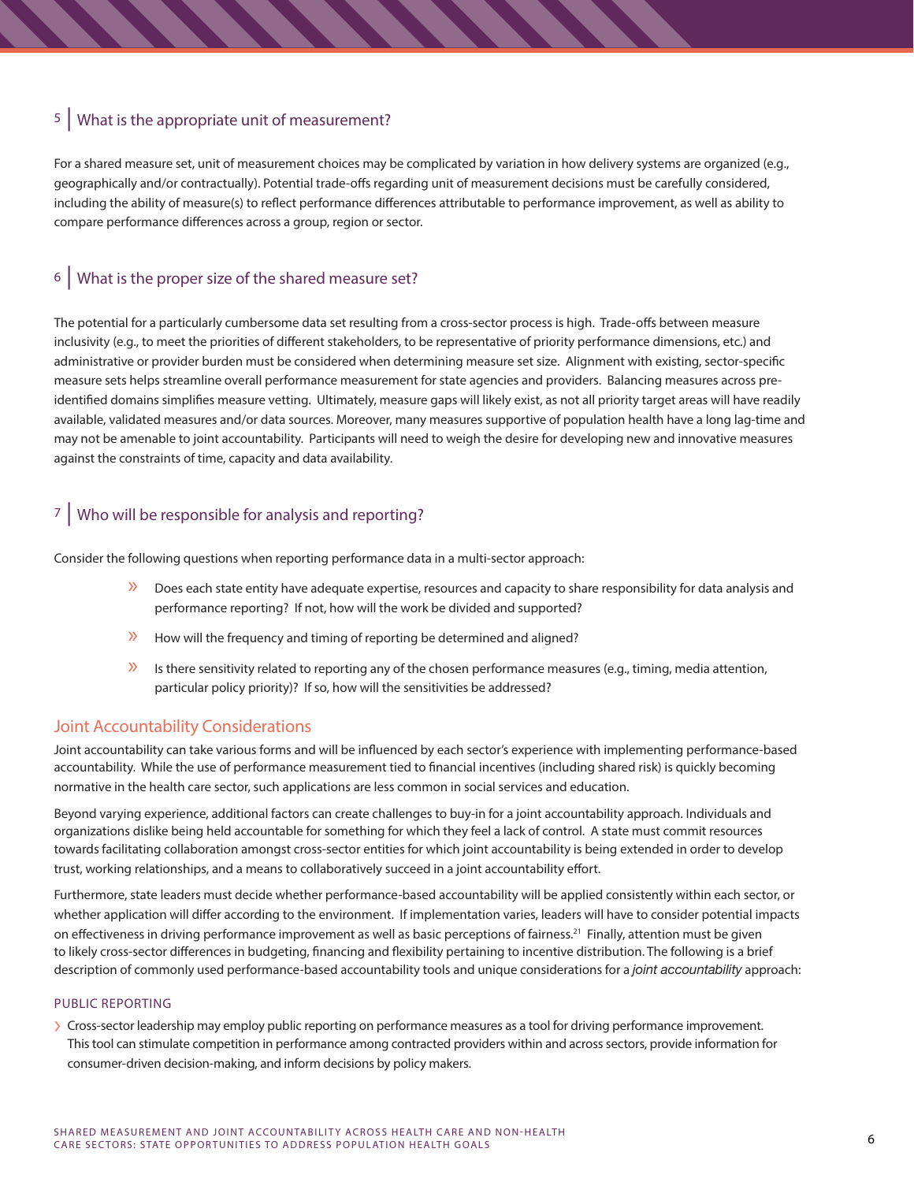## 5 | What is the appropriate unit of measurement?

For a shared measure set, unit of measurement choices may be complicated by variation in how delivery systems are organized (e.g., geographically and/or contractually). Potential trade-offs regarding unit of measurement decisions must be carefully considered, including the ability of measure(s) to reflect performance differences attributable to performance improvement, as well as ability to compare performance differences across a group, region or sector.

## 6 | What is the proper size of the shared measure set?

The potential for a particularly cumbersome data set resulting from a cross-sector process is high. Trade-offs between measure inclusivity (e.g., to meet the priorities of different stakeholders, to be representative of priority performance dimensions, etc.) and administrative or provider burden must be considered when determining measure set size. Alignment with existing, sector-specific measure sets helps streamline overall performance measurement for state agencies and providers. Balancing measures across pre-identified domains simplifies measure vetting. Ultimately, measure gaps will likely exist, as not all priority target areas will have readily available, validated measures and/or data sources. Moreover, many measures supportive of population health have a long lag-time and may not be amenable to joint accountability. Participants will need to weigh the desire for developing new and innovative measures against the constraints of time, capacity and data availability.

## 7 | Who will be responsible for analysis and reporting?

Consider the following questions when reporting performance data in a multi-sector approach:

- Does each state entity have adequate expertise, resources and capacity to share responsibility for data analysis and performance reporting? If not, how will the work be divided and supported?
- How will the frequency and timing of reporting be determined and aligned?
- Is there sensitivity related to reporting any of the chosen performance measures (e.g., timing, media attention, particular policy priority)? If so, how will the sensitivities be addressed?

## Joint Accountability Considerations

Joint accountability can take various forms and will be influenced by each sector's experience with implementing performance-based accountability. While the use of performance measurement tied to financial incentives (including shared risk) is quickly becoming normative in the health care sector, such applications are less common in social services and education.

Beyond varying experience, additional factors can create challenges to buy-in for a joint accountability approach. Individuals and organizations dislike being held accountable for something for which they feel a lack of control. A state must commit resources towards facilitating collaboration amongst cross-sector entities for which joint accountability is being extended in order to develop trust, working relationships, and a means to collaboratively succeed in a joint accountability effort.

Furthermore, state leaders must decide whether performance-based accountability will be applied consistently within each sector, or whether application will differ according to the environment. If implementation varies, leaders will have to consider potential impacts on effectiveness in driving performance improvement as well as basic perceptions of fairness.[21] Finally, attention must be given to likely cross-sector differences in budgeting, financing and flexibility pertaining to incentive distribution. The following is a brief description of commonly used performance-based accountability tools and unique considerations for a *joint accountability* approach:

### PUBLIC REPORTING

- Cross-sector leadership may employ public reporting on performance measures as a tool for driving performance improvement. This tool can stimulate competition in performance among contracted providers within and across sectors, provide information for consumer-driven decision-making, and inform decisions by policy makers.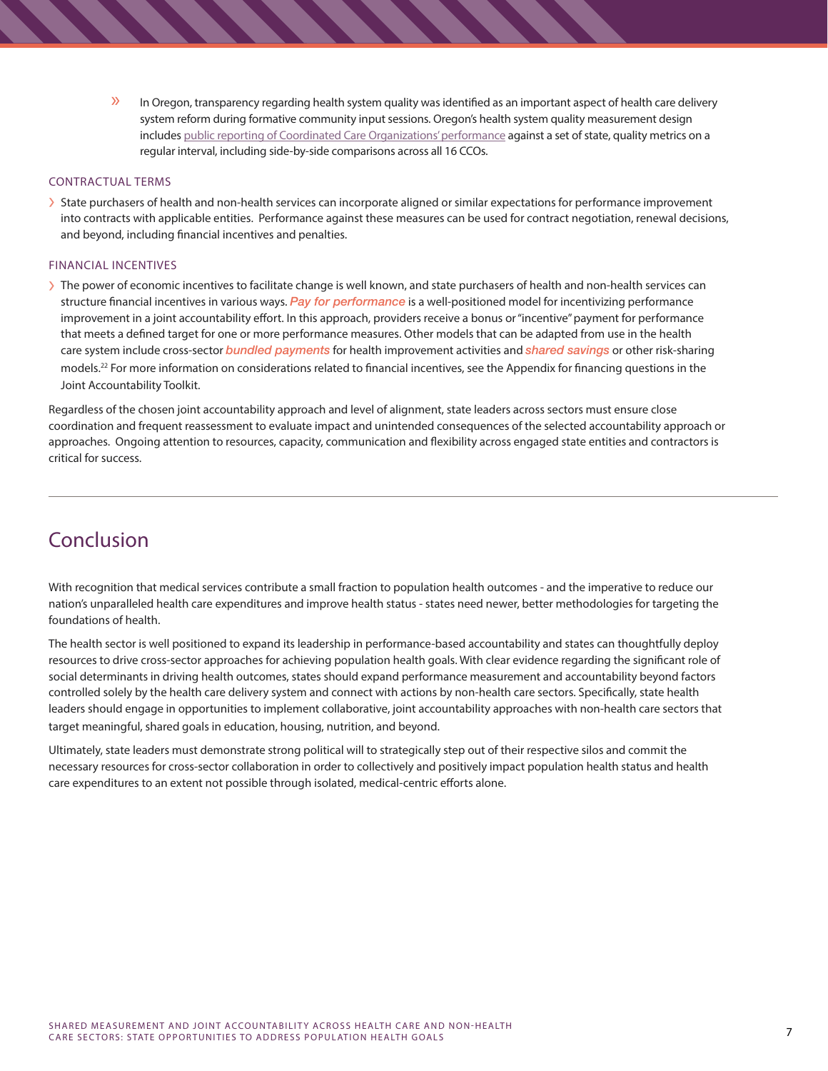- In Oregon, transparency regarding health system quality was identified as an important aspect of health care delivery system reform during formative community input sessions. Oregon's health system quality measurement design includes public reporting of Coordinated Care Organizations' performance against a set of state, quality metrics on a regular interval, including side-by-side comparisons across all 16 CCOs.

### CONTRACTUAL TERMS

- State purchasers of health and non-health services can incorporate aligned or similar expectations for performance improvement into contracts with applicable entities. Performance against these measures can be used for contract negotiation, renewal decisions, and beyond, including financial incentives and penalties.

### FINANCIAL INCENTIVES

- The power of economic incentives to facilitate change is well known, and state purchasers of health and non-health services can structure financial incentives in various ways. ***Pay for performance*** is a well-positioned model for incentivizing performance improvement in a joint accountability effort. In this approach, providers receive a bonus or "incentive" payment for performance that meets a defined target for one or more performance measures. Other models that can be adapted from use in the health care system include cross-sector ***bundled payments*** for health improvement activities and ***shared savings*** or other risk-sharing models.[22] For more information on considerations related to financial incentives, see the Appendix for financing questions in the Joint Accountability Toolkit.

Regardless of the chosen joint accountability approach and level of alignment, state leaders across sectors must ensure close coordination and frequent reassessment to evaluate impact and unintended consequences of the selected accountability approach or approaches. Ongoing attention to resources, capacity, communication and flexibility across engaged state entities and contractors is critical for success.

---

## Conclusion

With recognition that medical services contribute a small fraction to population health outcomes - and the imperative to reduce our nation's unparalleled health care expenditures and improve health status - states need newer, better methodologies for targeting the foundations of health.

The health sector is well positioned to expand its leadership in performance-based accountability and states can thoughtfully deploy resources to drive cross-sector approaches for achieving population health goals. With clear evidence regarding the significant role of social determinants in driving health outcomes, states should expand performance measurement and accountability beyond factors controlled solely by the health care delivery system and connect with actions by non-health care sectors. Specifically, state health leaders should engage in opportunities to implement collaborative, joint accountability approaches with non-health care sectors that target meaningful, shared goals in education, housing, nutrition, and beyond.

Ultimately, state leaders must demonstrate strong political will to strategically step out of their respective silos and commit the necessary resources for cross-sector collaboration in order to collectively and positively impact population health status and health care expenditures to an extent not possible through isolated, medical-centric efforts alone.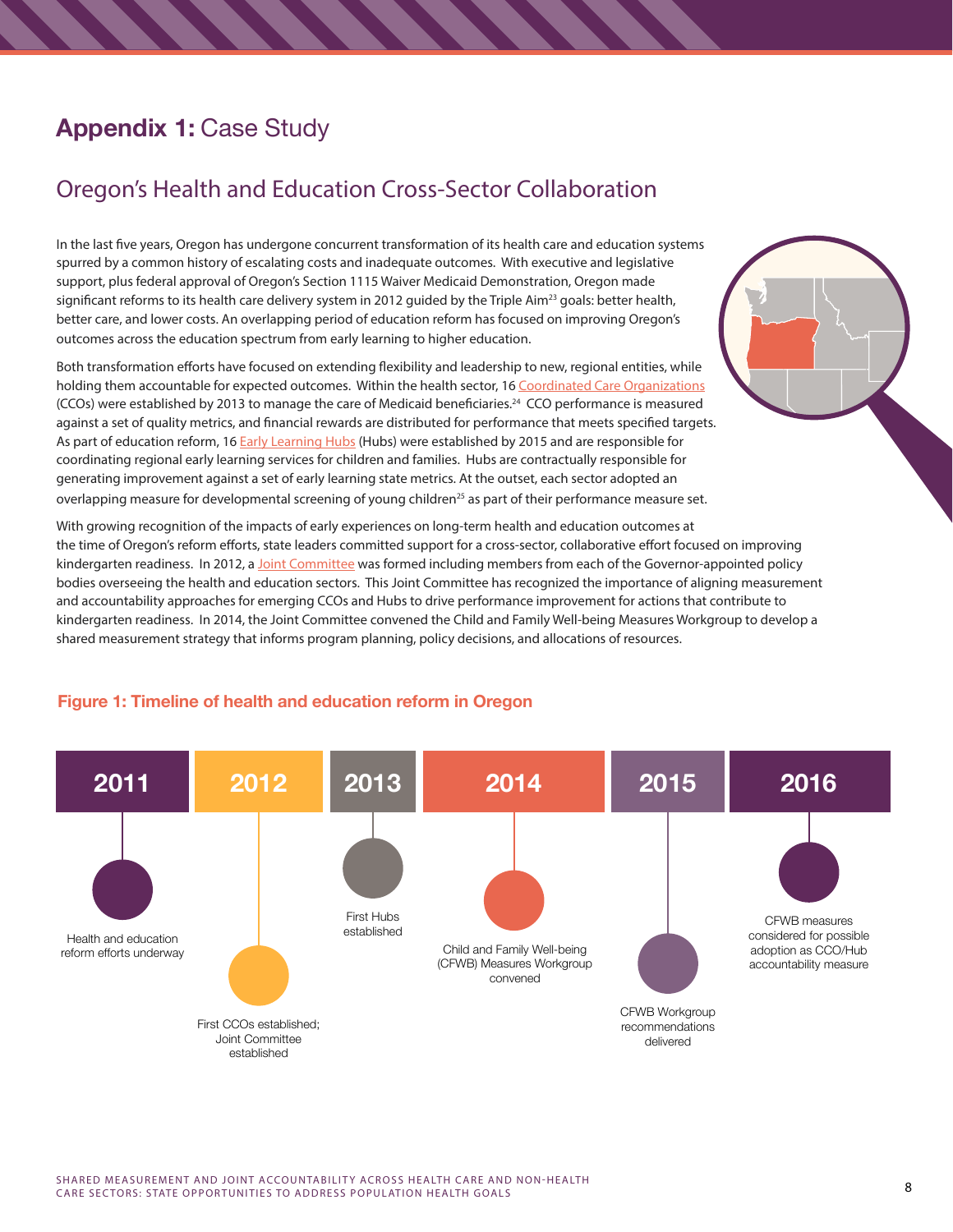# **Appendix 1:** Case Study

## Oregon's Health and Education Cross-Sector Collaboration

In the last five years, Oregon has undergone concurrent transformation of its health care and education systems spurred by a common history of escalating costs and inadequate outcomes. With executive and legislative support, plus federal approval of Oregon's Section 1115 Waiver Medicaid Demonstration, Oregon made significant reforms to its health care delivery system in 2012 guided by the Triple Aim[23] goals: better health, better care, and lower costs. An overlapping period of education reform has focused on improving Oregon's outcomes across the education spectrum from early learning to higher education.

Both transformation efforts have focused on extending flexibility and leadership to new, regional entities, while holding them accountable for expected outcomes. Within the health sector, 16 Coordinated Care Organizations (CCOs) were established by 2013 to manage the care of Medicaid beneficiaries.[24] CCO performance is measured against a set of quality metrics, and financial rewards are distributed for performance that meets specified targets. As part of education reform, 16 Early Learning Hubs (Hubs) were established by 2015 and are responsible for coordinating regional early learning services for children and families. Hubs are contractually responsible for generating improvement against a set of early learning state metrics. At the outset, each sector adopted an overlapping measure for developmental screening of young children[25] as part of their performance measure set.

With growing recognition of the impacts of early experiences on long-term health and education outcomes at the time of Oregon's reform efforts, state leaders committed support for a cross-sector, collaborative effort focused on improving kindergarten readiness. In 2012, a Joint Committee was formed including members from each of the Governor-appointed policy bodies overseeing the health and education sectors. This Joint Committee has recognized the importance of aligning measurement and accountability approaches for emerging CCOs and Hubs to drive performance improvement for actions that contribute to kindergarten readiness. In 2014, the Joint Committee convened the Child and Family Well-being Measures Workgroup to develop a shared measurement strategy that informs program planning, policy decisions, and allocations of resources.

**Figure 1: Timeline of health and education reform in Oregon**

| 2011 | 2012 | 2013 | 2014 | 2015 | 2016 |
|---|---|---|---|---|---|
| Health and education reform efforts underway | First CCOs established; Joint Committee established | First Hubs established | Child and Family Well-being (CFWB) Measures Workgroup convened | CFWB Workgroup recommendations delivered | CFWB measures considered for possible adoption as CCO/Hub accountability measure |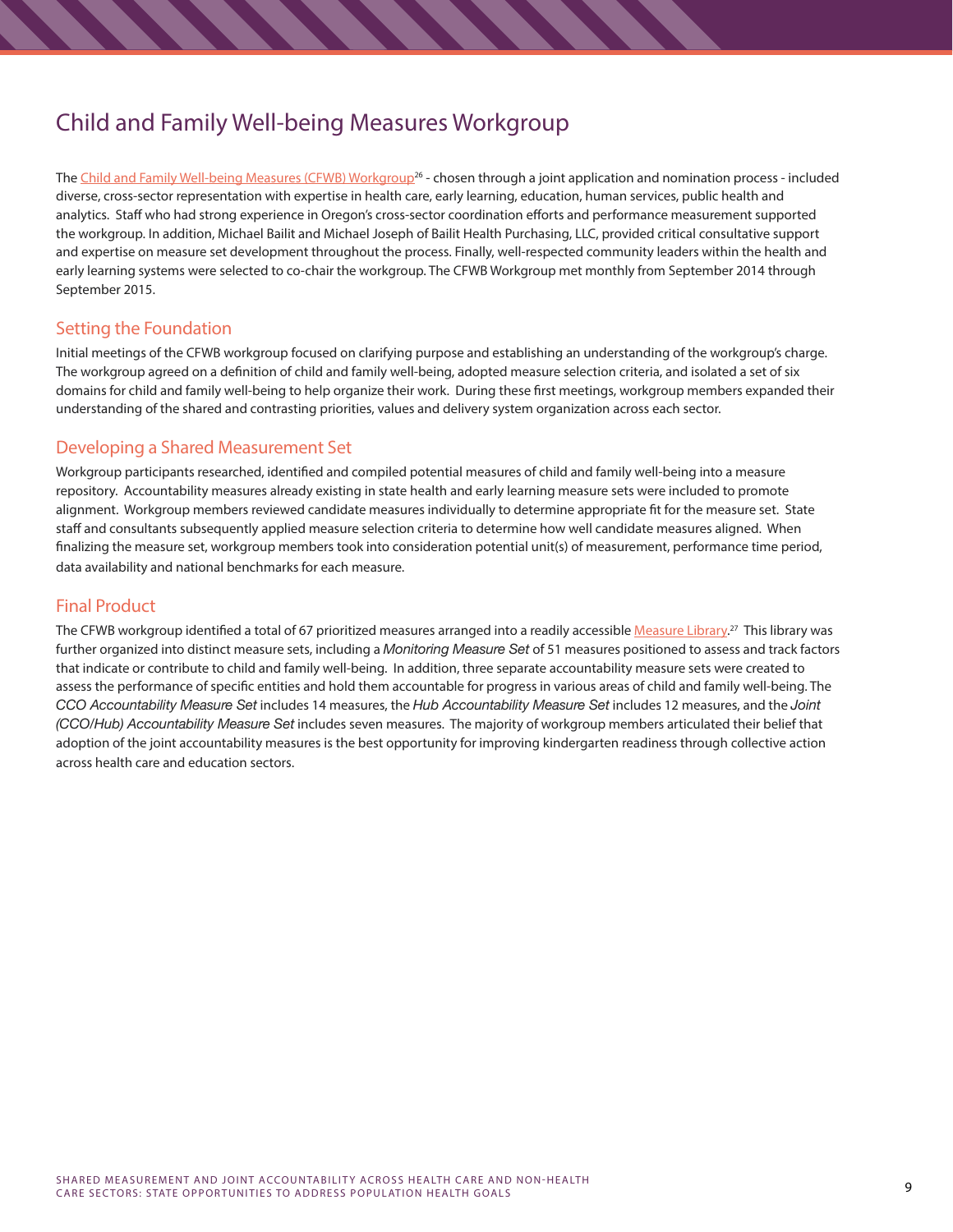# Child and Family Well-being Measures Workgroup

The Child and Family Well-being Measures (CFWB) Workgroup[26] - chosen through a joint application and nomination process - included diverse, cross-sector representation with expertise in health care, early learning, education, human services, public health and analytics. Staff who had strong experience in Oregon's cross-sector coordination efforts and performance measurement supported the workgroup. In addition, Michael Bailit and Michael Joseph of Bailit Health Purchasing, LLC, provided critical consultative support and expertise on measure set development throughout the process. Finally, well-respected community leaders within the health and early learning systems were selected to co-chair the workgroup. The CFWB Workgroup met monthly from September 2014 through September 2015.

## Setting the Foundation

Initial meetings of the CFWB workgroup focused on clarifying purpose and establishing an understanding of the workgroup's charge. The workgroup agreed on a definition of child and family well-being, adopted measure selection criteria, and isolated a set of six domains for child and family well-being to help organize their work. During these first meetings, workgroup members expanded their understanding of the shared and contrasting priorities, values and delivery system organization across each sector.

## Developing a Shared Measurement Set

Workgroup participants researched, identified and compiled potential measures of child and family well-being into a measure repository. Accountability measures already existing in state health and early learning measure sets were included to promote alignment. Workgroup members reviewed candidate measures individually to determine appropriate fit for the measure set. State staff and consultants subsequently applied measure selection criteria to determine how well candidate measures aligned. When finalizing the measure set, workgroup members took into consideration potential unit(s) of measurement, performance time period, data availability and national benchmarks for each measure.

## Final Product

The CFWB workgroup identified a total of 67 prioritized measures arranged into a readily accessible Measure Library.[27] This library was further organized into distinct measure sets, including a *Monitoring Measure Set* of 51 measures positioned to assess and track factors that indicate or contribute to child and family well-being. In addition, three separate accountability measure sets were created to assess the performance of specific entities and hold them accountable for progress in various areas of child and family well-being. The *CCO Accountability Measure Set* includes 14 measures, the *Hub Accountability Measure Set* includes 12 measures, and the *Joint (CCO/Hub) Accountability Measure Set* includes seven measures. The majority of workgroup members articulated their belief that adoption of the joint accountability measures is the best opportunity for improving kindergarten readiness through collective action across health care and education sectors.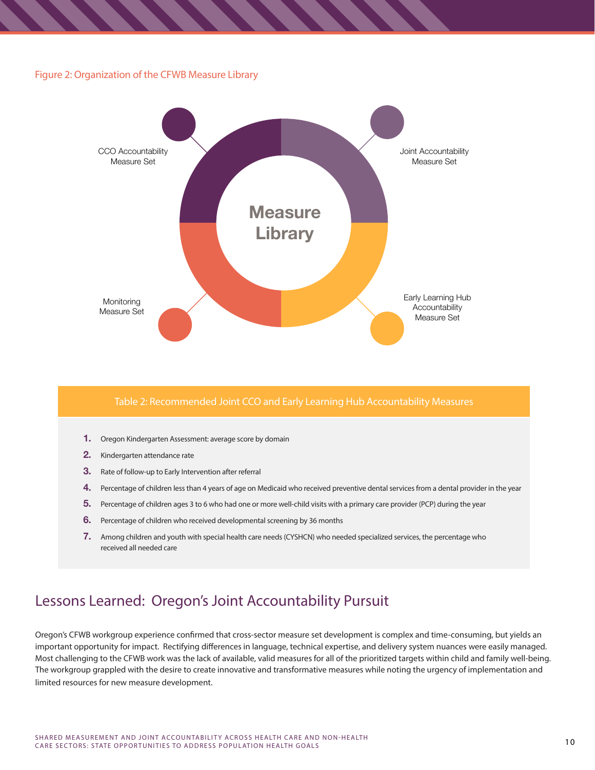Figure 2: Organization of the CFWB Measure Library

Measure Library

CCO Accountability Measure Set

Joint Accountability Measure Set

Monitoring Measure Set

Early Learning Hub Accountability Measure Set

Table 2: Recommended Joint CCO and Early Learning Hub Accountability Measures

1. Oregon Kindergarten Assessment: average score by domain
2. Kindergarten attendance rate
3. Rate of follow-up to Early Intervention after referral
4. Percentage of children less than 4 years of age on Medicaid who received preventive dental services from a dental provider in the year
5. Percentage of children ages 3 to 6 who had one or more well-child visits with a primary care provider (PCP) during the year
6. Percentage of children who received developmental screening by 36 months
7. Among children and youth with special health care needs (CYSHCN) who needed specialized services, the percentage who received all needed care

## Lessons Learned: Oregon's Joint Accountability Pursuit

Oregon's CFWB workgroup experience confirmed that cross-sector measure set development is complex and time-consuming, but yields an important opportunity for impact. Rectifying differences in language, technical expertise, and delivery system nuances were easily managed. Most challenging to the CFWB work was the lack of available, valid measures for all of the prioritized targets within child and family well-being. The workgroup grappled with the desire to create innovative and transformative measures while noting the urgency of implementation and limited resources for new measure development.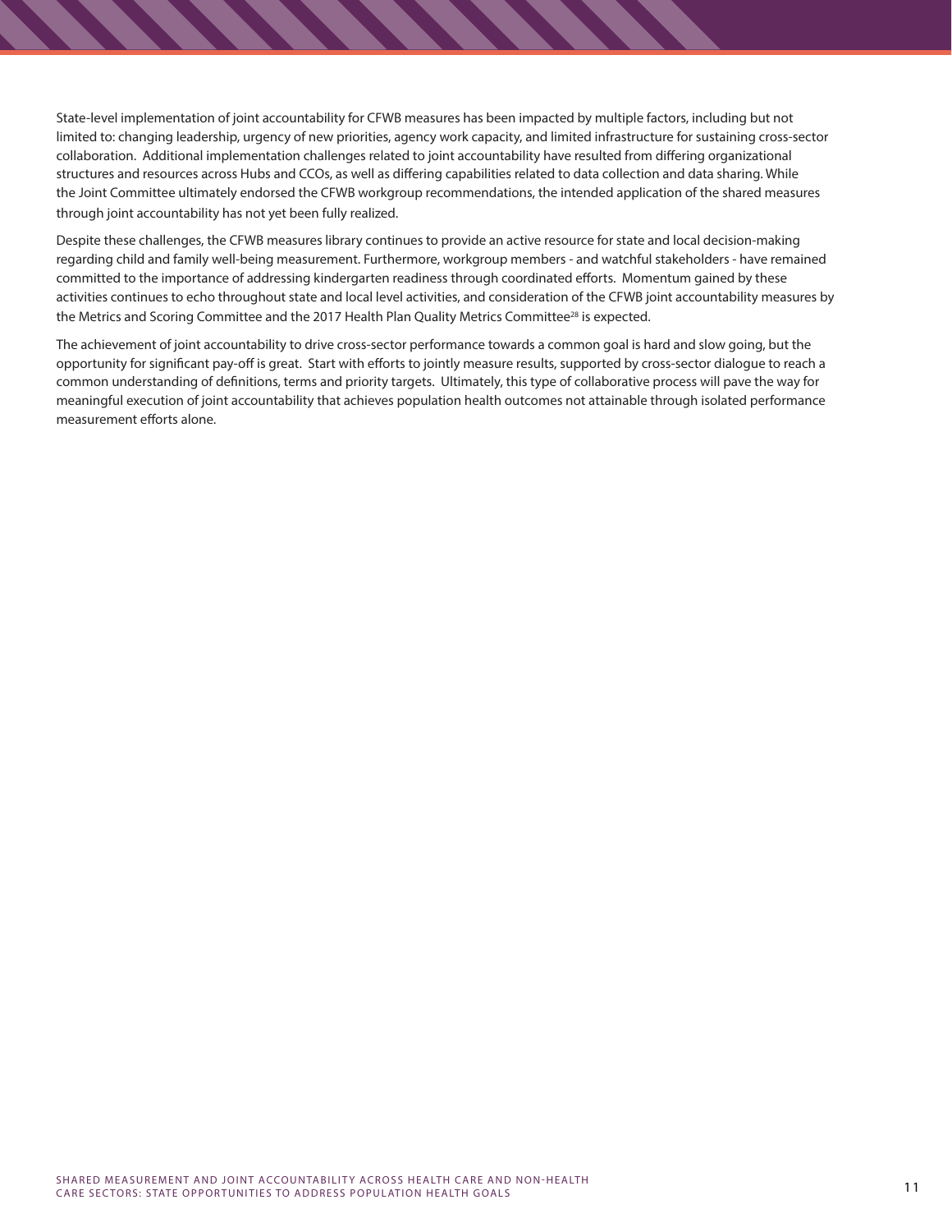State-level implementation of joint accountability for CFWB measures has been impacted by multiple factors, including but not limited to: changing leadership, urgency of new priorities, agency work capacity, and limited infrastructure for sustaining cross-sector collaboration. Additional implementation challenges related to joint accountability have resulted from differing organizational structures and resources across Hubs and CCOs, as well as differing capabilities related to data collection and data sharing. While the Joint Committee ultimately endorsed the CFWB workgroup recommendations, the intended application of the shared measures through joint accountability has not yet been fully realized.

Despite these challenges, the CFWB measures library continues to provide an active resource for state and local decision-making regarding child and family well-being measurement. Furthermore, workgroup members - and watchful stakeholders - have remained committed to the importance of addressing kindergarten readiness through coordinated efforts. Momentum gained by these activities continues to echo throughout state and local level activities, and consideration of the CFWB joint accountability measures by the Metrics and Scoring Committee and the 2017 Health Plan Quality Metrics Committee[28] is expected.

The achievement of joint accountability to drive cross-sector performance towards a common goal is hard and slow going, but the opportunity for significant pay-off is great. Start with efforts to jointly measure results, supported by cross-sector dialogue to reach a common understanding of definitions, terms and priority targets. Ultimately, this type of collaborative process will pave the way for meaningful execution of joint accountability that achieves population health outcomes not attainable through isolated performance measurement efforts alone.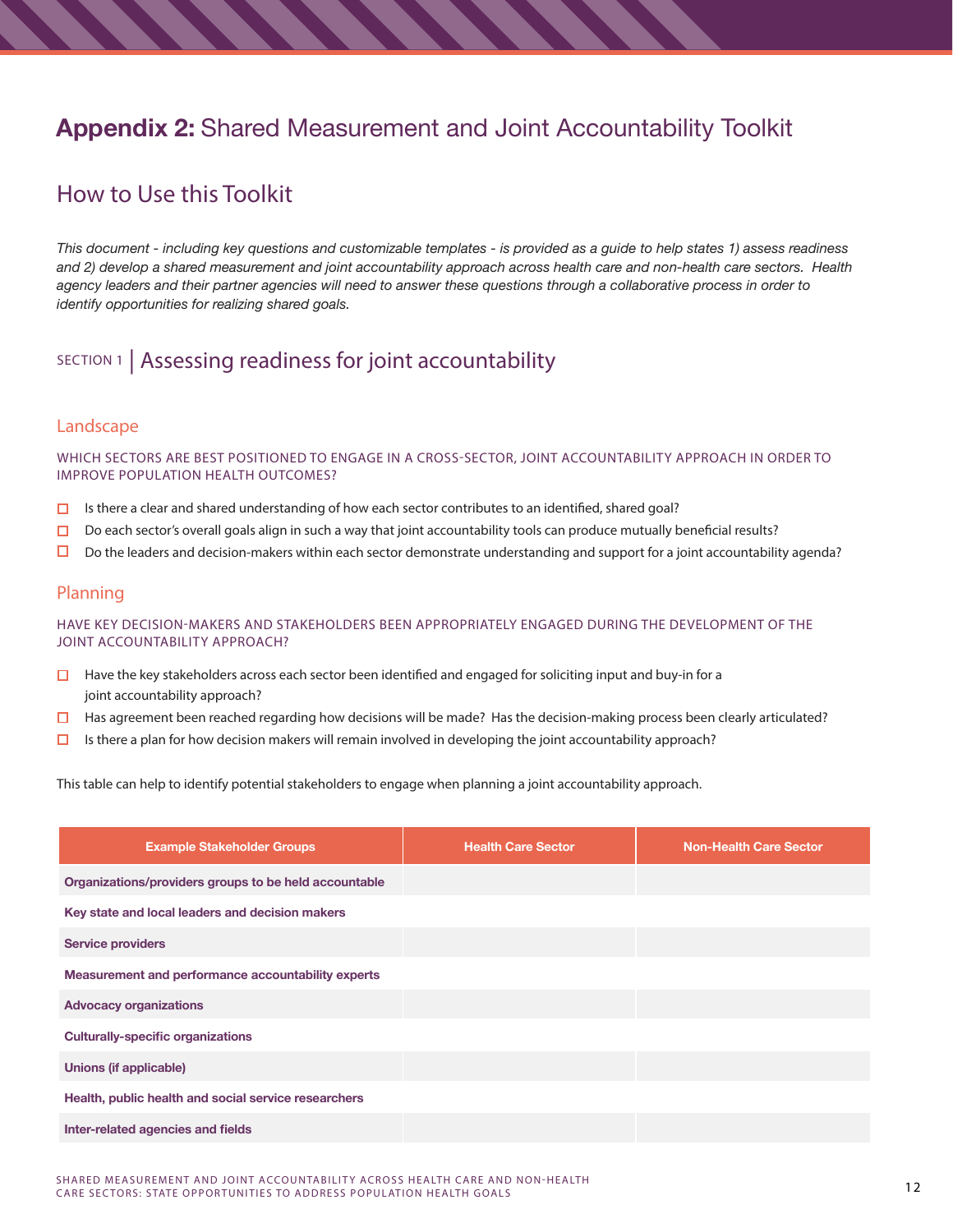# **Appendix 2:** Shared Measurement and Joint Accountability Toolkit

## How to Use this Toolkit

*This document - including key questions and customizable templates - is provided as a guide to help states 1) assess readiness and 2) develop a shared measurement and joint accountability approach across health care and non-health care sectors. Health agency leaders and their partner agencies will need to answer these questions through a collaborative process in order to identify opportunities for realizing shared goals.*

## SECTION 1 | Assessing readiness for joint accountability

### Landscape

WHICH SECTORS ARE BEST POSITIONED TO ENGAGE IN A CROSS-SECTOR, JOINT ACCOUNTABILITY APPROACH IN ORDER TO IMPROVE POPULATION HEALTH OUTCOMES?

- ☐ Is there a clear and shared understanding of how each sector contributes to an identified, shared goal?
- ☐ Do each sector's overall goals align in such a way that joint accountability tools can produce mutually beneficial results?
- ☐ Do the leaders and decision-makers within each sector demonstrate understanding and support for a joint accountability agenda?

### Planning

HAVE KEY DECISION-MAKERS AND STAKEHOLDERS BEEN APPROPRIATELY ENGAGED DURING THE DEVELOPMENT OF THE JOINT ACCOUNTABILITY APPROACH?

- ☐ Have the key stakeholders across each sector been identified and engaged for soliciting input and buy-in for a joint accountability approach?
- ☐ Has agreement been reached regarding how decisions will be made? Has the decision-making process been clearly articulated?
- ☐ Is there a plan for how decision makers will remain involved in developing the joint accountability approach?

This table can help to identify potential stakeholders to engage when planning a joint accountability approach.

| Example Stakeholder Groups | Health Care Sector | Non-Health Care Sector |
|---|---|---|
| **Organizations/providers groups to be held accountable** | | |
| **Key state and local leaders and decision makers** | | |
| **Service providers** | | |
| **Measurement and performance accountability experts** | | |
| **Advocacy organizations** | | |
| **Culturally-specific organizations** | | |
| **Unions (if applicable)** | | |
| **Health, public health and social service researchers** | | |
| **Inter-related agencies and fields** | | |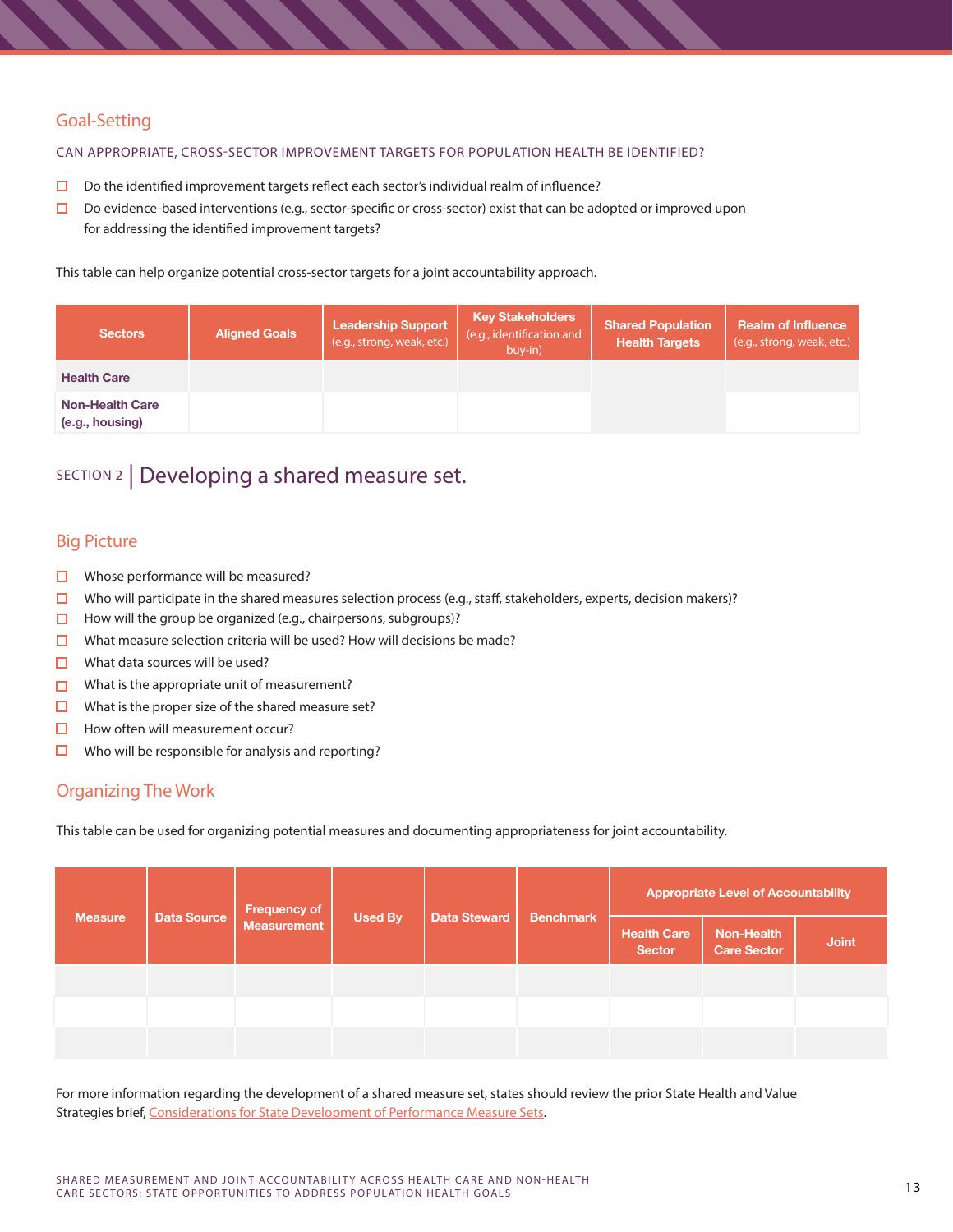## Goal-Setting

CAN APPROPRIATE, CROSS-SECTOR IMPROVEMENT TARGETS FOR POPULATION HEALTH BE IDENTIFIED?

- ☐ Do the identified improvement targets reflect each sector's individual realm of influence?
- ☐ Do evidence-based interventions (e.g., sector-specific or cross-sector) exist that can be adopted or improved upon for addressing the identified improvement targets?

This table can help organize potential cross-sector targets for a joint accountability approach.

| Sectors | Aligned Goals | Leadership Support (e.g., strong, weak, etc.) | Key Stakeholders (e.g., identification and buy-in) | Shared Population Health Targets | Realm of Influence (e.g., strong, weak, etc.) |
|---|---|---|---|---|---|
| **Health Care** | | | | | |
| **Non-Health Care (e.g., housing)** | | | | | |

# SECTION 2 | Developing a shared measure set.

## Big Picture

- ☐ Whose performance will be measured?
- ☐ Who will participate in the shared measures selection process (e.g., staff, stakeholders, experts, decision makers)?
- ☐ How will the group be organized (e.g., chairpersons, subgroups)?
- ☐ What measure selection criteria will be used? How will decisions be made?
- ☐ What data sources will be used?
- ☐ What is the appropriate unit of measurement?
- ☐ What is the proper size of the shared measure set?
- ☐ How often will measurement occur?
- ☐ Who will be responsible for analysis and reporting?

## Organizing The Work

This table can be used for organizing potential measures and documenting appropriateness for joint accountability.

| Measure | Data Source | Frequency of Measurement | Used By | Data Steward | Benchmark | Appropriate Level of Accountability | | |
|---|---|---|---|---|---|---|---|---|
| | | | | | | Health Care Sector | Non-Health Care Sector | Joint |
| | | | | | | | | |
| | | | | | | | | |
| | | | | | | | | |

For more information regarding the development of a shared measure set, states should review the prior State Health and Value Strategies brief, [Considerations for State Development of Performance Measure Sets](Considerations for State Development of Performance Measure Sets).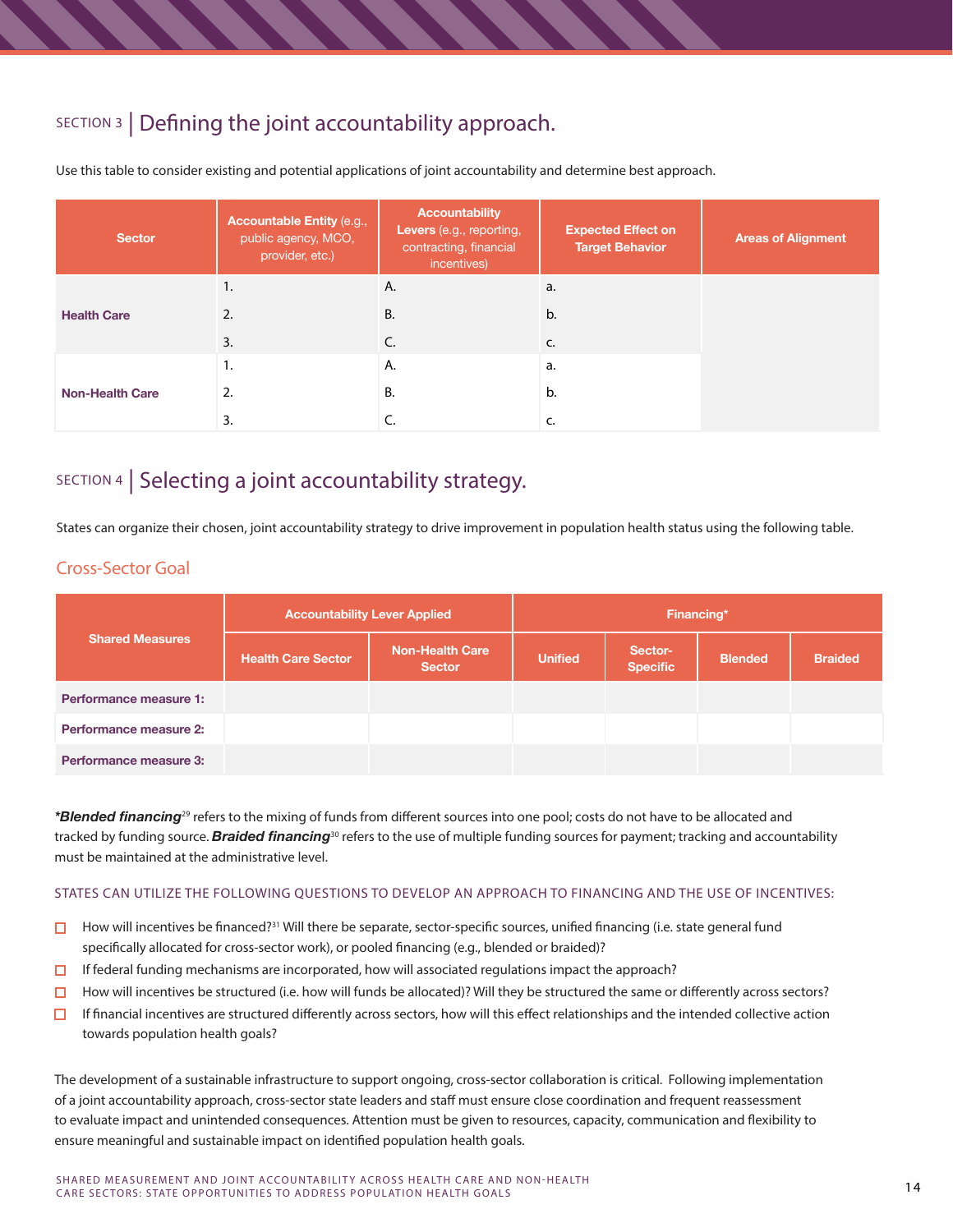## SECTION 3 | Defining the joint accountability approach.

Use this table to consider existing and potential applications of joint accountability and determine best approach.

| Sector | Accountable Entity (e.g., public agency, MCO, provider, etc.) | Accountability Levers (e.g., reporting, contracting, financial incentives) | Expected Effect on Target Behavior | Areas of Alignment |
|---|---|---|---|---|
| **Health Care** | 1. | A. | a. | |
| | 2. | B. | b. | |
| | 3. | C. | c. | |
| **Non-Health Care** | 1. | A. | a. | |
| | 2. | B. | b. | |
| | 3. | C. | c. | |

## SECTION 4 | Selecting a joint accountability strategy.

States can organize their chosen, joint accountability strategy to drive improvement in population health status using the following table.

### Cross-Sector Goal

| Shared Measures | Accountability Lever Applied | | Financing* | | | |
|---|---|---|---|---|---|---|
| | Health Care Sector | Non-Health Care Sector | Unified | Sector-Specific | Blended | Braided |
| **Performance measure 1:** | | | | | | |
| **Performance measure 2:** | | | | | | |
| **Performance measure 3:** | | | | | | |

****Blended financing***[29] refers to the mixing of funds from different sources into one pool; costs do not have to be allocated and tracked by funding source. ***Braided financing***[30] refers to the use of multiple funding sources for payment; tracking and accountability must be maintained at the administrative level.

STATES CAN UTILIZE THE FOLLOWING QUESTIONS TO DEVELOP AN APPROACH TO FINANCING AND THE USE OF INCENTIVES:

- ☐ How will incentives be financed?[31] Will there be separate, sector-specific sources, unified financing (i.e. state general fund specifically allocated for cross-sector work), or pooled financing (e.g., blended or braided)?
- ☐ If federal funding mechanisms are incorporated, how will associated regulations impact the approach?
- ☐ How will incentives be structured (i.e. how will funds be allocated)? Will they be structured the same or differently across sectors?
- ☐ If financial incentives are structured differently across sectors, how will this effect relationships and the intended collective action towards population health goals?

The development of a sustainable infrastructure to support ongoing, cross-sector collaboration is critical. Following implementation of a joint accountability approach, cross-sector state leaders and staff must ensure close coordination and frequent reassessment to evaluate impact and unintended consequences. Attention must be given to resources, capacity, communication and flexibility to ensure meaningful and sustainable impact on identified population health goals.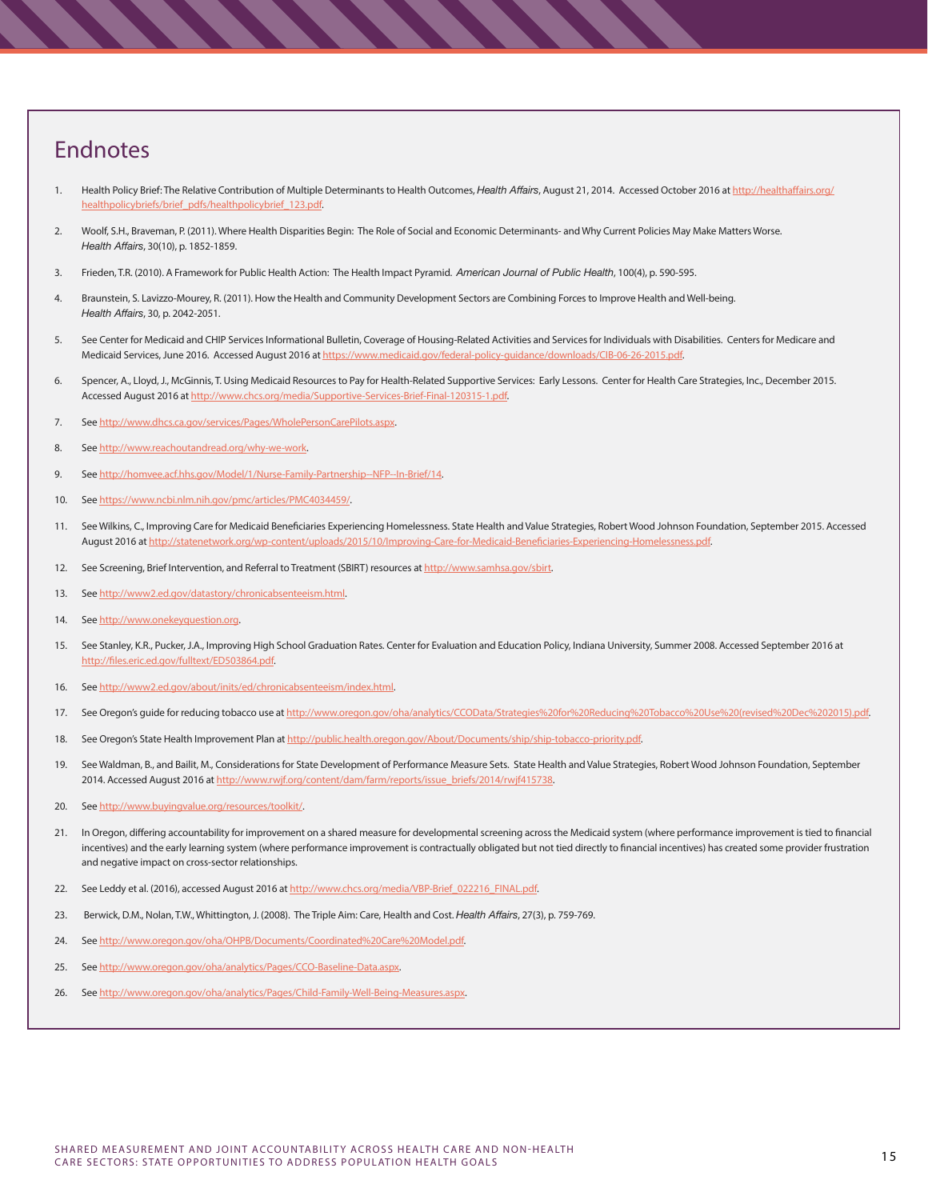# Endnotes

1. Health Policy Brief: The Relative Contribution of Multiple Determinants to Health Outcomes, *Health Affairs*, August 21, 2014. Accessed October 2016 at http://healthaffairs.org/healthpolicybriefs/brief_pdfs/healthpolicybrief_123.pdf.

2. Woolf, S.H., Braveman, P. (2011). Where Health Disparities Begin: The Role of Social and Economic Determinants- and Why Current Policies May Make Matters Worse. *Health Affairs*, 30(10), p. 1852-1859.

3. Frieden, T.R. (2010). A Framework for Public Health Action: The Health Impact Pyramid. *American Journal of Public Health*, 100(4), p. 590-595.

4. Braunstein, S. Lavizzo-Mourey, R. (2011). How the Health and Community Development Sectors are Combining Forces to Improve Health and Well-being. *Health Affairs*, 30, p. 2042-2051.

5. See Center for Medicaid and CHIP Services Informational Bulletin, Coverage of Housing-Related Activities and Services for Individuals with Disabilities. Centers for Medicare and Medicaid Services, June 2016. Accessed August 2016 at https://www.medicaid.gov/federal-policy-guidance/downloads/CIB-06-26-2015.pdf.

6. Spencer, A., Lloyd, J., McGinnis, T. Using Medicaid Resources to Pay for Health-Related Supportive Services: Early Lessons. Center for Health Care Strategies, Inc., December 2015. Accessed August 2016 at http://www.chcs.org/media/Supportive-Services-Brief-Final-120315-1.pdf.

7. See http://www.dhcs.ca.gov/services/Pages/WholePersonCarePilots.aspx.

8. See http://www.reachoutandread.org/why-we-work.

9. See http://homvee.acf.hhs.gov/Model/1/Nurse-Family-Partnership--NFP--In-Brief/14.

10. See https://www.ncbi.nlm.nih.gov/pmc/articles/PMC4034459/.

11. See Wilkins, C., Improving Care for Medicaid Beneficiaries Experiencing Homelessness. State Health and Value Strategies, Robert Wood Johnson Foundation, September 2015. Accessed August 2016 at http://statenetwork.org/wp-content/uploads/2015/10/Improving-Care-for-Medicaid-Beneficiaries-Experiencing-Homelessness.pdf.

12. See Screening, Brief Intervention, and Referral to Treatment (SBIRT) resources at http://www.samhsa.gov/sbirt.

13. See http://www2.ed.gov/datastory/chronicabsenteeism.html.

14. See http://www.onekeyquestion.org.

15. See Stanley, K.R., Pucker, J.A., Improving High School Graduation Rates. Center for Evaluation and Education Policy, Indiana University, Summer 2008. Accessed September 2016 at http://files.eric.ed.gov/fulltext/ED503864.pdf.

16. See http://www2.ed.gov/about/inits/ed/chronicabsenteeism/index.html.

17. See Oregon's guide for reducing tobacco use at http://www.oregon.gov/oha/analytics/CCOData/Strategies%20for%20Reducing%20Tobacco%20Use%20(revised%20Dec%202015).pdf.

18. See Oregon's State Health Improvement Plan at http://public.health.oregon.gov/About/Documents/ship/ship-tobacco-priority.pdf.

19. See Waldman, B., and Bailit, M., Considerations for State Development of Performance Measure Sets. State Health and Value Strategies, Robert Wood Johnson Foundation, September 2014. Accessed August 2016 at http://www.rwjf.org/content/dam/farm/reports/issue_briefs/2014/rwjf415738.

20. See http://www.buyingvalue.org/resources/toolkit/.

21. In Oregon, differing accountability for improvement on a shared measure for developmental screening across the Medicaid system (where performance improvement is tied to financial incentives) and the early learning system (where performance improvement is contractually obligated but not tied directly to financial incentives) has created some provider frustration and negative impact on cross-sector relationships.

22. See Leddy et al. (2016), accessed August 2016 at http://www.chcs.org/media/VBP-Brief_022216_FINAL.pdf.

23. Berwick, D.M., Nolan, T.W., Whittington, J. (2008). The Triple Aim: Care, Health and Cost. *Health Affairs*, 27(3), p. 759-769.

24. See http://www.oregon.gov/oha/OHPB/Documents/Coordinated%20Care%20Model.pdf.

25. See http://www.oregon.gov/oha/analytics/Pages/CCO-Baseline-Data.aspx.

26. See http://www.oregon.gov/oha/analytics/Pages/Child-Family-Well-Being-Measures.aspx.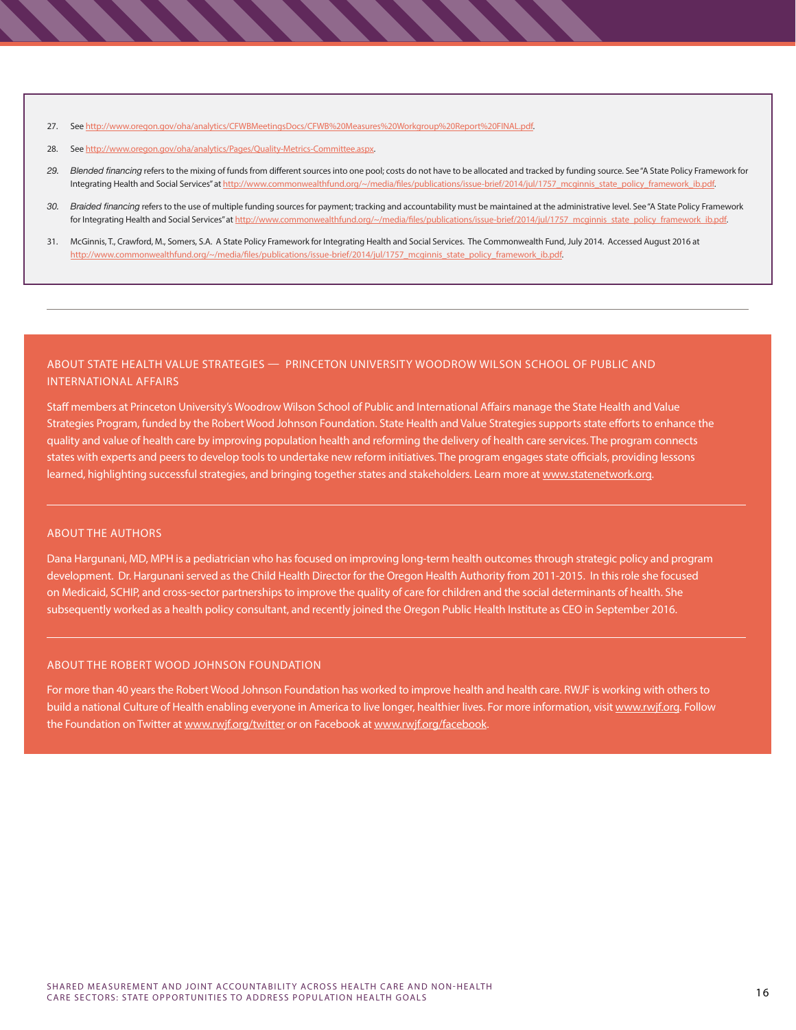27. See http://www.oregon.gov/oha/analytics/CFWBMeetingsDocs/CFWB%20Measures%20Workgroup%20Report%20FINAL.pdf.

28. See http://www.oregon.gov/oha/analytics/Pages/Quality-Metrics-Committee.aspx.

29. *Blended financing* refers to the mixing of funds from different sources into one pool; costs do not have to be allocated and tracked by funding source. See "A State Policy Framework for Integrating Health and Social Services" at http://www.commonwealthfund.org/~/media/files/publications/issue-brief/2014/jul/1757_mcginnis_state_policy_framework_ib.pdf.

30. *Braided financing* refers to the use of multiple funding sources for payment; tracking and accountability must be maintained at the administrative level. See "A State Policy Framework for Integrating Health and Social Services" at http://www.commonwealthfund.org/~/media/files/publications/issue-brief/2014/jul/1757_mcginnis_state_policy_framework_ib.pdf.

31. McGinnis, T., Crawford, M., Somers, S.A. A State Policy Framework for Integrating Health and Social Services. The Commonwealth Fund, July 2014. Accessed August 2016 at http://www.commonwealthfund.org/~/media/files/publications/issue-brief/2014/jul/1757_mcginnis_state_policy_framework_ib.pdf.

---

## ABOUT STATE HEALTH VALUE STRATEGIES — PRINCETON UNIVERSITY WOODROW WILSON SCHOOL OF PUBLIC AND INTERNATIONAL AFFAIRS

Staff members at Princeton University's Woodrow Wilson School of Public and International Affairs manage the State Health and Value Strategies Program, funded by the Robert Wood Johnson Foundation. State Health and Value Strategies supports state efforts to enhance the quality and value of health care by improving population health and reforming the delivery of health care services. The program connects states with experts and peers to develop tools to undertake new reform initiatives. The program engages state officials, providing lessons learned, highlighting successful strategies, and bringing together states and stakeholders. Learn more at www.statenetwork.org.

## ABOUT THE AUTHORS

Dana Hargunani, MD, MPH is a pediatrician who has focused on improving long-term health outcomes through strategic policy and program development. Dr. Hargunani served as the Child Health Director for the Oregon Health Authority from 2011-2015. In this role she focused on Medicaid, SCHIP, and cross-sector partnerships to improve the quality of care for children and the social determinants of health. She subsequently worked as a health policy consultant, and recently joined the Oregon Public Health Institute as CEO in September 2016.

## ABOUT THE ROBERT WOOD JOHNSON FOUNDATION

For more than 40 years the Robert Wood Johnson Foundation has worked to improve health and health care. RWJF is working with others to build a national Culture of Health enabling everyone in America to live longer, healthier lives. For more information, visit www.rwjf.org. Follow the Foundation on Twitter at www.rwjf.org/twitter or on Facebook at www.rwjf.org/facebook.